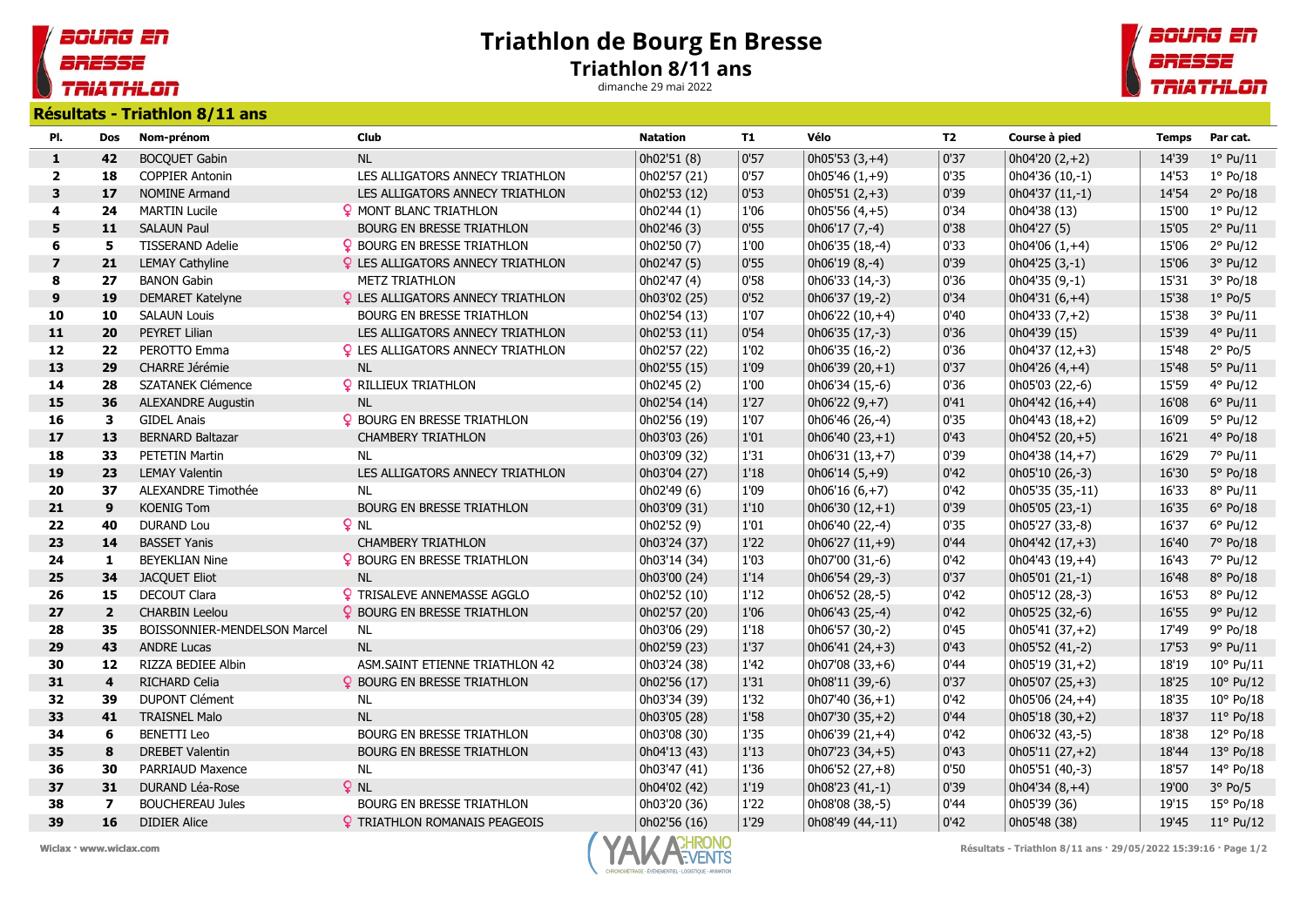# Triathlon de Bourg En Bresse

## Triathlon 8/11 ans

dimanche 29 mai 2022

### Résultats - Triathlon 8/11 ans

| Pl. | Dos | Nom-prénom | Club | Natation | T1 | Vélo | T2 | Course à pied | Temps | Par cat. |
|---|---|---|---|---|---|---|---|---|---|---|
| 1 | 42 | BOCQUET Gabin | NL | 0h02'51 (8) | 0'57 | 0h05'53 (3,+4) | 0'37 | 0h04'20 (2,+2) | 14'39 | 1° Pu/11 |
| 2 | 18 | COPPIER Antonin | LES ALLIGATORS ANNECY TRIATHLON | 0h02'57 (21) | 0'57 | 0h05'46 (1,+9) | 0'35 | 0h04'36 (10,-1) | 14'53 | 1° Po/18 |
| 3 | 17 | NOMINE Armand | LES ALLIGATORS ANNECY TRIATHLON | 0h02'53 (12) | 0'53 | 0h05'51 (2,+3) | 0'39 | 0h04'37 (11,-1) | 14'54 | 2° Po/18 |
| 4 | 24 | MARTIN Lucile | ♀ MONT BLANC TRIATHLON | 0h02'44 (1) | 1'06 | 0h05'56 (4,+5) | 0'34 | 0h04'38 (13) | 15'00 | 1° Pu/12 |
| 5 | 11 | SALAUN Paul | BOURG EN BRESSE TRIATHLON | 0h02'46 (3) | 0'55 | 0h06'17 (7,-4) | 0'38 | 0h04'27 (5) | 15'05 | 2° Pu/11 |
| 6 | 5 | TISSERAND Adelie | ♀ BOURG EN BRESSE TRIATHLON | 0h02'50 (7) | 1'00 | 0h06'35 (18,-4) | 0'33 | 0h04'06 (1,+4) | 15'06 | 2° Pu/12 |
| 7 | 21 | LEMAY Cathyline | ♀ LES ALLIGATORS ANNECY TRIATHLON | 0h02'47 (5) | 0'55 | 0h06'19 (8,-4) | 0'39 | 0h04'25 (3,-1) | 15'06 | 3° Pu/12 |
| 8 | 27 | BANON Gabin | METZ TRIATHLON | 0h02'47 (4) | 0'58 | 0h06'33 (14,-3) | 0'36 | 0h04'35 (9,-1) | 15'31 | 3° Po/18 |
| 9 | 19 | DEMARET Katelyne | ♀ LES ALLIGATORS ANNECY TRIATHLON | 0h03'02 (25) | 0'52 | 0h06'37 (19,-2) | 0'34 | 0h04'31 (6,+4) | 15'38 | 1° Po/5 |
| 10 | 10 | SALAUN Louis | BOURG EN BRESSE TRIATHLON | 0h02'54 (13) | 1'07 | 0h06'22 (10,+4) | 0'40 | 0h04'33 (7,+2) | 15'38 | 3° Pu/11 |
| 11 | 20 | PEYRET Lilian | LES ALLIGATORS ANNECY TRIATHLON | 0h02'53 (11) | 0'54 | 0h06'35 (17,-3) | 0'36 | 0h04'39 (15) | 15'39 | 4° Pu/11 |
| 12 | 22 | PEROTTO Emma | ♀ LES ALLIGATORS ANNECY TRIATHLON | 0h02'57 (22) | 1'02 | 0h06'35 (16,-2) | 0'36 | 0h04'37 (12,+3) | 15'48 | 2° Po/5 |
| 13 | 29 | CHARRE Jérémie | NL | 0h02'55 (15) | 1'09 | 0h06'39 (20,+1) | 0'37 | 0h04'26 (4,+4) | 15'48 | 5° Pu/11 |
| 14 | 28 | SZATANEK Clémence | ♀ RILLIEUX TRIATHLON | 0h02'45 (2) | 1'00 | 0h06'34 (15,-6) | 0'36 | 0h05'03 (22,-6) | 15'59 | 4° Pu/12 |
| 15 | 36 | ALEXANDRE Augustin | NL | 0h02'54 (14) | 1'27 | 0h06'22 (9,+7) | 0'41 | 0h04'42 (16,+4) | 16'08 | 6° Pu/11 |
| 16 | 3 | GIDEL Anais | ♀ BOURG EN BRESSE TRIATHLON | 0h02'56 (19) | 1'07 | 0h06'46 (26,-4) | 0'35 | 0h04'43 (18,+2) | 16'09 | 5° Pu/12 |
| 17 | 13 | BERNARD Baltazar | CHAMBERY TRIATHLON | 0h03'03 (26) | 1'01 | 0h06'40 (23,+1) | 0'43 | 0h04'52 (20,+5) | 16'21 | 4° Po/18 |
| 18 | 33 | PETETIN Martin | NL | 0h03'09 (32) | 1'31 | 0h06'31 (13,+7) | 0'39 | 0h04'38 (14,+7) | 16'29 | 7° Pu/11 |
| 19 | 23 | LEMAY Valentin | LES ALLIGATORS ANNECY TRIATHLON | 0h03'04 (27) | 1'18 | 0h06'14 (5,+9) | 0'42 | 0h05'10 (26,-3) | 16'30 | 5° Po/18 |
| 20 | 37 | ALEXANDRE Timothée | NL | 0h02'49 (6) | 1'09 | 0h06'16 (6,+7) | 0'42 | 0h05'35 (35,-11) | 16'33 | 8° Pu/11 |
| 21 | 9 | KOENIG Tom | BOURG EN BRESSE TRIATHLON | 0h03'09 (31) | 1'10 | 0h06'30 (12,+1) | 0'39 | 0h05'05 (23,-1) | 16'35 | 6° Po/18 |
| 22 | 40 | DURAND Lou | ♀ NL | 0h02'52 (9) | 1'01 | 0h06'40 (22,-4) | 0'35 | 0h05'27 (33,-8) | 16'37 | 6° Pu/12 |
| 23 | 14 | BASSET Yanis | CHAMBERY TRIATHLON | 0h03'24 (37) | 1'22 | 0h06'27 (11,+9) | 0'44 | 0h04'42 (17,+3) | 16'40 | 7° Po/18 |
| 24 | 1 | BEYEKLIAN Nine | ♀ BOURG EN BRESSE TRIATHLON | 0h03'14 (34) | 1'03 | 0h07'00 (31,-6) | 0'42 | 0h04'43 (19,+4) | 16'43 | 7° Pu/12 |
| 25 | 34 | JACQUET Eliot | NL | 0h03'00 (24) | 1'14 | 0h06'54 (29,-3) | 0'37 | 0h05'01 (21,-1) | 16'48 | 8° Po/18 |
| 26 | 15 | DECOUT Clara | ♀ TRISALEVE ANNEMASSE AGGLO | 0h02'52 (10) | 1'12 | 0h06'52 (28,-5) | 0'42 | 0h05'12 (28,-3) | 16'53 | 8° Pu/12 |
| 27 | 2 | CHARBIN Leelou | ♀ BOURG EN BRESSE TRIATHLON | 0h02'57 (20) | 1'06 | 0h06'43 (25,-4) | 0'42 | 0h05'25 (32,-6) | 16'55 | 9° Pu/12 |
| 28 | 35 | BOISSONNIER-MENDELSON Marcel | NL | 0h03'06 (29) | 1'18 | 0h06'57 (30,-2) | 0'45 | 0h05'41 (37,+2) | 17'49 | 9° Po/18 |
| 29 | 43 | ANDRE Lucas | NL | 0h02'59 (23) | 1'37 | 0h06'41 (24,+3) | 0'43 | 0h05'52 (41,-2) | 17'53 | 9° Pu/11 |
| 30 | 12 | RIZZA BEDIEE Albin | ASM.SAINT ETIENNE TRIATHLON 42 | 0h03'24 (38) | 1'42 | 0h07'08 (33,+6) | 0'44 | 0h05'19 (31,+2) | 18'19 | 10° Pu/11 |
| 31 | 4 | RICHARD Celia | ♀ BOURG EN BRESSE TRIATHLON | 0h02'56 (17) | 1'31 | 0h08'11 (39,-6) | 0'37 | 0h05'07 (25,+3) | 18'25 | 10° Pu/12 |
| 32 | 39 | DUPONT Clément | NL | 0h03'34 (39) | 1'32 | 0h07'40 (36,+1) | 0'42 | 0h05'06 (24,+4) | 18'35 | 10° Po/18 |
| 33 | 41 | TRAISNEL Malo | NL | 0h03'05 (28) | 1'58 | 0h07'30 (35,+2) | 0'44 | 0h05'18 (30,+2) | 18'37 | 11° Po/18 |
| 34 | 6 | BENETTI Leo | BOURG EN BRESSE TRIATHLON | 0h03'08 (30) | 1'35 | 0h06'39 (21,+4) | 0'42 | 0h06'32 (43,-5) | 18'38 | 12° Po/18 |
| 35 | 8 | DREBET Valentin | BOURG EN BRESSE TRIATHLON | 0h04'13 (43) | 1'13 | 0h07'23 (34,+5) | 0'43 | 0h05'11 (27,+2) | 18'44 | 13° Po/18 |
| 36 | 30 | PARRIAUD Maxence | NL | 0h03'47 (41) | 1'36 | 0h06'52 (27,+8) | 0'50 | 0h05'51 (40,-3) | 18'57 | 14° Po/18 |
| 37 | 31 | DURAND Léa-Rose | ♀ NL | 0h04'02 (42) | 1'19 | 0h08'23 (41,-1) | 0'39 | 0h04'34 (8,+4) | 19'00 | 3° Po/5 |
| 38 | 7 | BOUCHEREAU Jules | BOURG EN BRESSE TRIATHLON | 0h03'20 (36) | 1'22 | 0h08'08 (38,-5) | 0'44 | 0h05'39 (36) | 19'15 | 15° Po/18 |
| 39 | 16 | DIDIER Alice | ♀ TRIATHLON ROMANAIS PEAGEOIS | 0h02'56 (16) | 1'29 | 0h08'49 (44,-11) | 0'42 | 0h05'48 (38) | 19'45 | 11° Pu/12 |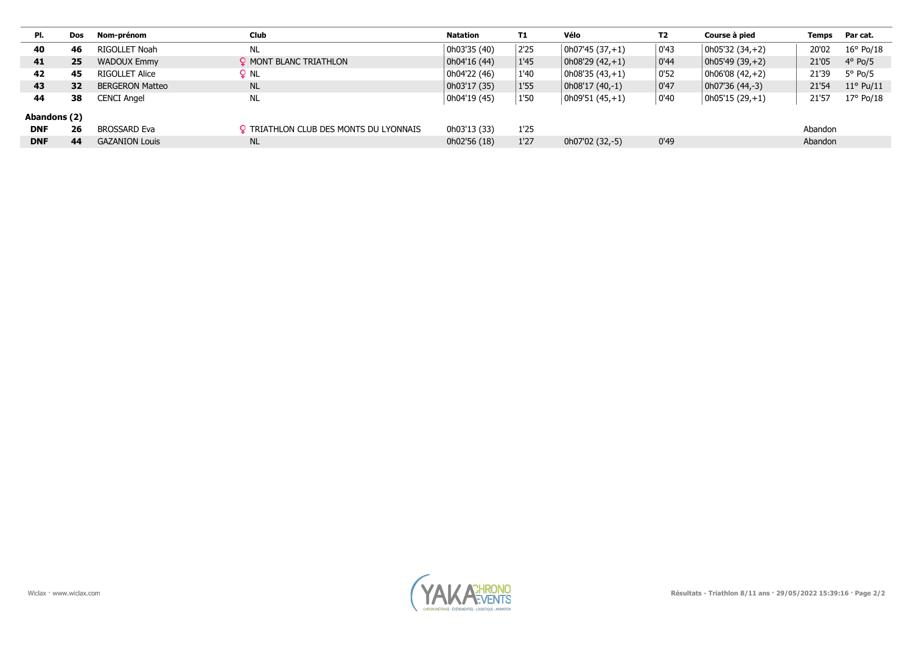| Pl. | Dos | Nom-prénom | Club | Natation | T1 | Vélo | T2 | Course à pied | Temps | Par cat. |
|---|---|---|---|---|---|---|---|---|---|---|
| **40** | **46** | RIGOLLET Noah | NL | 0h03'35 (40) | 2'25 | 0h07'45 (37,+1) | 0'43 | 0h05'32 (34,+2) | 20'02 | 16° Po/18 |
| **41** | **25** | WADOUX Emmy | ♀ MONT BLANC TRIATHLON | 0h04'16 (44) | 1'45 | 0h08'29 (42,+1) | 0'44 | 0h05'49 (39,+2) | 21'05 | 4° Po/5 |
| **42** | **45** | RIGOLLET Alice | ♀ NL | 0h04'22 (46) | 1'40 | 0h08'35 (43,+1) | 0'52 | 0h06'08 (42,+2) | 21'39 | 5° Po/5 |
| **43** | **32** | BERGERON Matteo | NL | 0h03'17 (35) | 1'55 | 0h08'17 (40,-1) | 0'47 | 0h07'36 (44,-3) | 21'54 | 11° Pu/11 |
| **44** | **38** | CENCI Angel | NL | 0h04'19 (45) | 1'50 | 0h09'51 (45,+1) | 0'40 | 0h05'15 (29,+1) | 21'57 | 17° Po/18 |

**Abandons (2)**

| Pl. | Dos | Nom-prénom | Club | Natation | T1 | Vélo | T2 | Course à pied | Temps | Par cat. |
|---|---|---|---|---|---|---|---|---|---|---|
| **DNF** | **26** | BROSSARD Eva | ♀ TRIATHLON CLUB DES MONTS DU LYONNAIS | 0h03'13 (33) | 1'25 | | | | Abandon | |
| **DNF** | **44** | GAZANION Louis | NL | 0h02'56 (18) | 1'27 | 0h07'02 (32,-5) | 0'49 | | Abandon | |